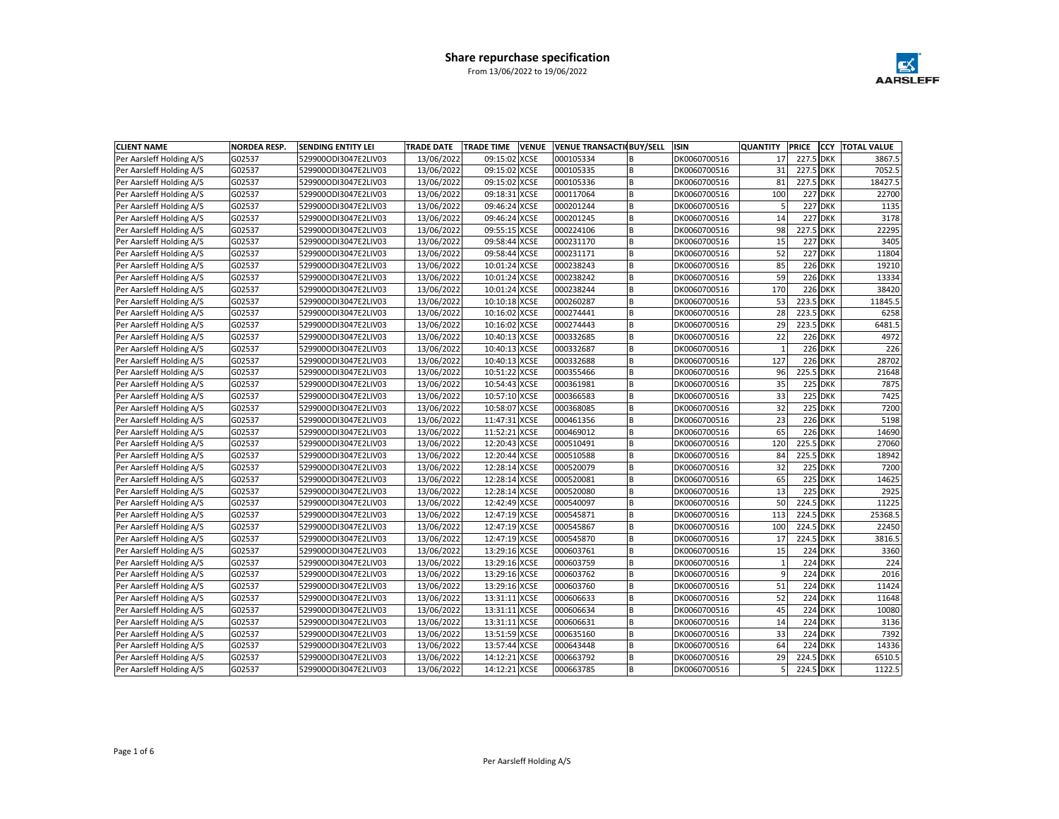# Share repurchase specification

From 13/06/2022 to 19/06/2022

| CLIENT NAME | NORDEA RESP. | SENDING ENTITY LEI | TRADE DATE | TRADE TIME | VENUE | VENUE TRANSACTI BUY/SELL | | ISIN | QUANTITY | PRICE | CCY | TOTAL VALUE |
|---|---|---|---|---|---|---|---|---|---|---|---|---|
| Per Aarsleff Holding A/S | G02537 | 529900ODI3047E2LIV03 | 13/06/2022 | 09:15:02 | XCSE | 000105334 | B | DK0060700516 | 17 | 227.5 | DKK | 3867.5 |
| Per Aarsleff Holding A/S | G02537 | 529900ODI3047E2LIV03 | 13/06/2022 | 09:15:02 | XCSE | 000105335 | B | DK0060700516 | 31 | 227.5 | DKK | 7052.5 |
| Per Aarsleff Holding A/S | G02537 | 529900ODI3047E2LIV03 | 13/06/2022 | 09:15:02 | XCSE | 000105336 | B | DK0060700516 | 81 | 227.5 | DKK | 18427.5 |
| Per Aarsleff Holding A/S | G02537 | 529900ODI3047E2LIV03 | 13/06/2022 | 09:18:31 | XCSE | 000117064 | B | DK0060700516 | 100 | 227 | DKK | 22700 |
| Per Aarsleff Holding A/S | G02537 | 529900ODI3047E2LIV03 | 13/06/2022 | 09:46:24 | XCSE | 000201244 | B | DK0060700516 | 5 | 227 | DKK | 1135 |
| Per Aarsleff Holding A/S | G02537 | 529900ODI3047E2LIV03 | 13/06/2022 | 09:46:24 | XCSE | 000201245 | B | DK0060700516 | 14 | 227 | DKK | 3178 |
| Per Aarsleff Holding A/S | G02537 | 529900ODI3047E2LIV03 | 13/06/2022 | 09:55:15 | XCSE | 000224106 | B | DK0060700516 | 98 | 227.5 | DKK | 22295 |
| Per Aarsleff Holding A/S | G02537 | 529900ODI3047E2LIV03 | 13/06/2022 | 09:58:44 | XCSE | 000231170 | B | DK0060700516 | 15 | 227 | DKK | 3405 |
| Per Aarsleff Holding A/S | G02537 | 529900ODI3047E2LIV03 | 13/06/2022 | 09:58:44 | XCSE | 000231171 | B | DK0060700516 | 52 | 227 | DKK | 11804 |
| Per Aarsleff Holding A/S | G02537 | 529900ODI3047E2LIV03 | 13/06/2022 | 10:01:24 | XCSE | 000238243 | B | DK0060700516 | 85 | 226 | DKK | 19210 |
| Per Aarsleff Holding A/S | G02537 | 529900ODI3047E2LIV03 | 13/06/2022 | 10:01:24 | XCSE | 000238242 | B | DK0060700516 | 59 | 226 | DKK | 13334 |
| Per Aarsleff Holding A/S | G02537 | 529900ODI3047E2LIV03 | 13/06/2022 | 10:01:24 | XCSE | 000238244 | B | DK0060700516 | 170 | 226 | DKK | 38420 |
| Per Aarsleff Holding A/S | G02537 | 529900ODI3047E2LIV03 | 13/06/2022 | 10:10:18 | XCSE | 000260287 | B | DK0060700516 | 53 | 223.5 | DKK | 11845.5 |
| Per Aarsleff Holding A/S | G02537 | 529900ODI3047E2LIV03 | 13/06/2022 | 10:16:02 | XCSE | 000274441 | B | DK0060700516 | 28 | 223.5 | DKK | 6258 |
| Per Aarsleff Holding A/S | G02537 | 529900ODI3047E2LIV03 | 13/06/2022 | 10:16:02 | XCSE | 000274443 | B | DK0060700516 | 29 | 223.5 | DKK | 6481.5 |
| Per Aarsleff Holding A/S | G02537 | 529900ODI3047E2LIV03 | 13/06/2022 | 10:40:13 | XCSE | 000332685 | B | DK0060700516 | 22 | 226 | DKK | 4972 |
| Per Aarsleff Holding A/S | G02537 | 529900ODI3047E2LIV03 | 13/06/2022 | 10:40:13 | XCSE | 000332687 | B | DK0060700516 | 1 | 226 | DKK | 226 |
| Per Aarsleff Holding A/S | G02537 | 529900ODI3047E2LIV03 | 13/06/2022 | 10:40:13 | XCSE | 000332688 | B | DK0060700516 | 127 | 226 | DKK | 28702 |
| Per Aarsleff Holding A/S | G02537 | 529900ODI3047E2LIV03 | 13/06/2022 | 10:51:22 | XCSE | 000355466 | B | DK0060700516 | 96 | 225.5 | DKK | 21648 |
| Per Aarsleff Holding A/S | G02537 | 529900ODI3047E2LIV03 | 13/06/2022 | 10:54:43 | XCSE | 000361981 | B | DK0060700516 | 35 | 225 | DKK | 7875 |
| Per Aarsleff Holding A/S | G02537 | 529900ODI3047E2LIV03 | 13/06/2022 | 10:57:10 | XCSE | 000366583 | B | DK0060700516 | 33 | 225 | DKK | 7425 |
| Per Aarsleff Holding A/S | G02537 | 529900ODI3047E2LIV03 | 13/06/2022 | 10:58:07 | XCSE | 000368085 | B | DK0060700516 | 32 | 225 | DKK | 7200 |
| Per Aarsleff Holding A/S | G02537 | 529900ODI3047E2LIV03 | 13/06/2022 | 11:47:31 | XCSE | 000461356 | B | DK0060700516 | 23 | 226 | DKK | 5198 |
| Per Aarsleff Holding A/S | G02537 | 529900ODI3047E2LIV03 | 13/06/2022 | 11:52:21 | XCSE | 000469012 | B | DK0060700516 | 65 | 226 | DKK | 14690 |
| Per Aarsleff Holding A/S | G02537 | 529900ODI3047E2LIV03 | 13/06/2022 | 12:20:43 | XCSE | 000510491 | B | DK0060700516 | 120 | 225.5 | DKK | 27060 |
| Per Aarsleff Holding A/S | G02537 | 529900ODI3047E2LIV03 | 13/06/2022 | 12:20:44 | XCSE | 000510588 | B | DK0060700516 | 84 | 225.5 | DKK | 18942 |
| Per Aarsleff Holding A/S | G02537 | 529900ODI3047E2LIV03 | 13/06/2022 | 12:28:14 | XCSE | 000520079 | B | DK0060700516 | 32 | 225 | DKK | 7200 |
| Per Aarsleff Holding A/S | G02537 | 529900ODI3047E2LIV03 | 13/06/2022 | 12:28:14 | XCSE | 000520081 | B | DK0060700516 | 65 | 225 | DKK | 14625 |
| Per Aarsleff Holding A/S | G02537 | 529900ODI3047E2LIV03 | 13/06/2022 | 12:28:14 | XCSE | 000520080 | B | DK0060700516 | 13 | 225 | DKK | 2925 |
| Per Aarsleff Holding A/S | G02537 | 529900ODI3047E2LIV03 | 13/06/2022 | 12:42:49 | XCSE | 000540097 | B | DK0060700516 | 50 | 224.5 | DKK | 11225 |
| Per Aarsleff Holding A/S | G02537 | 529900ODI3047E2LIV03 | 13/06/2022 | 12:47:19 | XCSE | 000545871 | B | DK0060700516 | 113 | 224.5 | DKK | 25368.5 |
| Per Aarsleff Holding A/S | G02537 | 529900ODI3047E2LIV03 | 13/06/2022 | 12:47:19 | XCSE | 000545867 | B | DK0060700516 | 100 | 224.5 | DKK | 22450 |
| Per Aarsleff Holding A/S | G02537 | 529900ODI3047E2LIV03 | 13/06/2022 | 12:47:19 | XCSE | 000545870 | B | DK0060700516 | 17 | 224.5 | DKK | 3816.5 |
| Per Aarsleff Holding A/S | G02537 | 529900ODI3047E2LIV03 | 13/06/2022 | 13:29:16 | XCSE | 000603761 | B | DK0060700516 | 15 | 224 | DKK | 3360 |
| Per Aarsleff Holding A/S | G02537 | 529900ODI3047E2LIV03 | 13/06/2022 | 13:29:16 | XCSE | 000603759 | B | DK0060700516 | 1 | 224 | DKK | 224 |
| Per Aarsleff Holding A/S | G02537 | 529900ODI3047E2LIV03 | 13/06/2022 | 13:29:16 | XCSE | 000603762 | B | DK0060700516 | 9 | 224 | DKK | 2016 |
| Per Aarsleff Holding A/S | G02537 | 529900ODI3047E2LIV03 | 13/06/2022 | 13:29:16 | XCSE | 000603760 | B | DK0060700516 | 51 | 224 | DKK | 11424 |
| Per Aarsleff Holding A/S | G02537 | 529900ODI3047E2LIV03 | 13/06/2022 | 13:31:11 | XCSE | 000606633 | B | DK0060700516 | 52 | 224 | DKK | 11648 |
| Per Aarsleff Holding A/S | G02537 | 529900ODI3047E2LIV03 | 13/06/2022 | 13:31:11 | XCSE | 000606634 | B | DK0060700516 | 45 | 224 | DKK | 10080 |
| Per Aarsleff Holding A/S | G02537 | 529900ODI3047E2LIV03 | 13/06/2022 | 13:31:11 | XCSE | 000606631 | B | DK0060700516 | 14 | 224 | DKK | 3136 |
| Per Aarsleff Holding A/S | G02537 | 529900ODI3047E2LIV03 | 13/06/2022 | 13:51:59 | XCSE | 000635160 | B | DK0060700516 | 33 | 224 | DKK | 7392 |
| Per Aarsleff Holding A/S | G02537 | 529900ODI3047E2LIV03 | 13/06/2022 | 13:57:44 | XCSE | 000643448 | B | DK0060700516 | 64 | 224 | DKK | 14336 |
| Per Aarsleff Holding A/S | G02537 | 529900ODI3047E2LIV03 | 13/06/2022 | 14:12:21 | XCSE | 000663792 | B | DK0060700516 | 29 | 224.5 | DKK | 6510.5 |
| Per Aarsleff Holding A/S | G02537 | 529900ODI3047E2LIV03 | 13/06/2022 | 14:12:21 | XCSE | 000663785 | B | DK0060700516 | 5 | 224.5 | DKK | 1122.5 |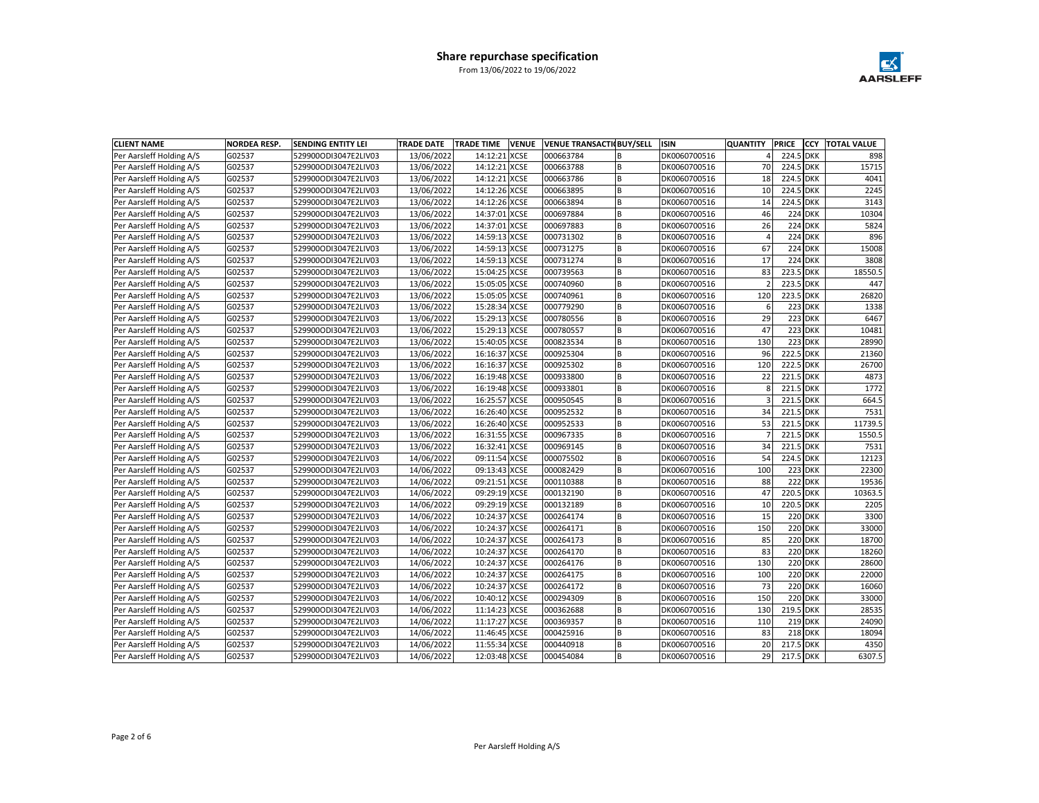# Share repurchase specification

From 13/06/2022 to 19/06/2022

| CLIENT NAME | NORDEA RESP. | SENDING ENTITY LEI | TRADE DATE | TRADE TIME | VENUE | VENUE TRANSACTI | BUY/SELL | ISIN | QUANTITY | PRICE | CCY | TOTAL VALUE |
|---|---|---|---|---|---|---|---|---|---|---|---|---|
| Per Aarsleff Holding A/S | G02537 | 529900ODI3047E2LIV03 | 13/06/2022 | 14:12:21 | XCSE | 000663784 | B | DK0060700516 | 4 | 224.5 | DKK | 898 |
| Per Aarsleff Holding A/S | G02537 | 529900ODI3047E2LIV03 | 13/06/2022 | 14:12:21 | XCSE | 000663788 | B | DK0060700516 | 70 | 224.5 | DKK | 15715 |
| Per Aarsleff Holding A/S | G02537 | 529900ODI3047E2LIV03 | 13/06/2022 | 14:12:21 | XCSE | 000663786 | B | DK0060700516 | 18 | 224.5 | DKK | 4041 |
| Per Aarsleff Holding A/S | G02537 | 529900ODI3047E2LIV03 | 13/06/2022 | 14:12:26 | XCSE | 000663895 | B | DK0060700516 | 10 | 224.5 | DKK | 2245 |
| Per Aarsleff Holding A/S | G02537 | 529900ODI3047E2LIV03 | 13/06/2022 | 14:12:26 | XCSE | 000663894 | B | DK0060700516 | 14 | 224.5 | DKK | 3143 |
| Per Aarsleff Holding A/S | G02537 | 529900ODI3047E2LIV03 | 13/06/2022 | 14:37:01 | XCSE | 000697884 | B | DK0060700516 | 46 | 224 | DKK | 10304 |
| Per Aarsleff Holding A/S | G02537 | 529900ODI3047E2LIV03 | 13/06/2022 | 14:37:01 | XCSE | 000697883 | B | DK0060700516 | 26 | 224 | DKK | 5824 |
| Per Aarsleff Holding A/S | G02537 | 529900ODI3047E2LIV03 | 13/06/2022 | 14:59:13 | XCSE | 000731302 | B | DK0060700516 | 4 | 224 | DKK | 896 |
| Per Aarsleff Holding A/S | G02537 | 529900ODI3047E2LIV03 | 13/06/2022 | 14:59:13 | XCSE | 000731275 | B | DK0060700516 | 67 | 224 | DKK | 15008 |
| Per Aarsleff Holding A/S | G02537 | 529900ODI3047E2LIV03 | 13/06/2022 | 14:59:13 | XCSE | 000731274 | B | DK0060700516 | 17 | 224 | DKK | 3808 |
| Per Aarsleff Holding A/S | G02537 | 529900ODI3047E2LIV03 | 13/06/2022 | 15:04:25 | XCSE | 000739563 | B | DK0060700516 | 83 | 223.5 | DKK | 18550.5 |
| Per Aarsleff Holding A/S | G02537 | 529900ODI3047E2LIV03 | 13/06/2022 | 15:05:05 | XCSE | 000740960 | B | DK0060700516 | 2 | 223.5 | DKK | 447 |
| Per Aarsleff Holding A/S | G02537 | 529900ODI3047E2LIV03 | 13/06/2022 | 15:05:05 | XCSE | 000740961 | B | DK0060700516 | 120 | 223.5 | DKK | 26820 |
| Per Aarsleff Holding A/S | G02537 | 529900ODI3047E2LIV03 | 13/06/2022 | 15:28:34 | XCSE | 000779290 | B | DK0060700516 | 6 | 223 | DKK | 1338 |
| Per Aarsleff Holding A/S | G02537 | 529900ODI3047E2LIV03 | 13/06/2022 | 15:29:13 | XCSE | 000780556 | B | DK0060700516 | 29 | 223 | DKK | 6467 |
| Per Aarsleff Holding A/S | G02537 | 529900ODI3047E2LIV03 | 13/06/2022 | 15:29:13 | XCSE | 000780557 | B | DK0060700516 | 47 | 223 | DKK | 10481 |
| Per Aarsleff Holding A/S | G02537 | 529900ODI3047E2LIV03 | 13/06/2022 | 15:40:05 | XCSE | 000823534 | B | DK0060700516 | 130 | 223 | DKK | 28990 |
| Per Aarsleff Holding A/S | G02537 | 529900ODI3047E2LIV03 | 13/06/2022 | 16:16:37 | XCSE | 000925304 | B | DK0060700516 | 96 | 222.5 | DKK | 21360 |
| Per Aarsleff Holding A/S | G02537 | 529900ODI3047E2LIV03 | 13/06/2022 | 16:16:37 | XCSE | 000925302 | B | DK0060700516 | 120 | 222.5 | DKK | 26700 |
| Per Aarsleff Holding A/S | G02537 | 529900ODI3047E2LIV03 | 13/06/2022 | 16:19:48 | XCSE | 000933800 | B | DK0060700516 | 22 | 221.5 | DKK | 4873 |
| Per Aarsleff Holding A/S | G02537 | 529900ODI3047E2LIV03 | 13/06/2022 | 16:19:48 | XCSE | 000933801 | B | DK0060700516 | 8 | 221.5 | DKK | 1772 |
| Per Aarsleff Holding A/S | G02537 | 529900ODI3047E2LIV03 | 13/06/2022 | 16:25:57 | XCSE | 000950545 | B | DK0060700516 | 3 | 221.5 | DKK | 664.5 |
| Per Aarsleff Holding A/S | G02537 | 529900ODI3047E2LIV03 | 13/06/2022 | 16:26:40 | XCSE | 000952532 | B | DK0060700516 | 34 | 221.5 | DKK | 7531 |
| Per Aarsleff Holding A/S | G02537 | 529900ODI3047E2LIV03 | 13/06/2022 | 16:26:40 | XCSE | 000952533 | B | DK0060700516 | 53 | 221.5 | DKK | 11739.5 |
| Per Aarsleff Holding A/S | G02537 | 529900ODI3047E2LIV03 | 13/06/2022 | 16:31:55 | XCSE | 000967335 | B | DK0060700516 | 7 | 221.5 | DKK | 1550.5 |
| Per Aarsleff Holding A/S | G02537 | 529900ODI3047E2LIV03 | 13/06/2022 | 16:32:41 | XCSE | 000969145 | B | DK0060700516 | 34 | 221.5 | DKK | 7531 |
| Per Aarsleff Holding A/S | G02537 | 529900ODI3047E2LIV03 | 14/06/2022 | 09:11:54 | XCSE | 000075502 | B | DK0060700516 | 54 | 224.5 | DKK | 12123 |
| Per Aarsleff Holding A/S | G02537 | 529900ODI3047E2LIV03 | 14/06/2022 | 09:13:43 | XCSE | 000082429 | B | DK0060700516 | 100 | 223 | DKK | 22300 |
| Per Aarsleff Holding A/S | G02537 | 529900ODI3047E2LIV03 | 14/06/2022 | 09:21:51 | XCSE | 000110388 | B | DK0060700516 | 88 | 222 | DKK | 19536 |
| Per Aarsleff Holding A/S | G02537 | 529900ODI3047E2LIV03 | 14/06/2022 | 09:29:19 | XCSE | 000132190 | B | DK0060700516 | 47 | 220.5 | DKK | 10363.5 |
| Per Aarsleff Holding A/S | G02537 | 529900ODI3047E2LIV03 | 14/06/2022 | 09:29:19 | XCSE | 000132189 | B | DK0060700516 | 10 | 220.5 | DKK | 2205 |
| Per Aarsleff Holding A/S | G02537 | 529900ODI3047E2LIV03 | 14/06/2022 | 10:24:37 | XCSE | 000264174 | B | DK0060700516 | 15 | 220 | DKK | 3300 |
| Per Aarsleff Holding A/S | G02537 | 529900ODI3047E2LIV03 | 14/06/2022 | 10:24:37 | XCSE | 000264171 | B | DK0060700516 | 150 | 220 | DKK | 33000 |
| Per Aarsleff Holding A/S | G02537 | 529900ODI3047E2LIV03 | 14/06/2022 | 10:24:37 | XCSE | 000264173 | B | DK0060700516 | 85 | 220 | DKK | 18700 |
| Per Aarsleff Holding A/S | G02537 | 529900ODI3047E2LIV03 | 14/06/2022 | 10:24:37 | XCSE | 000264170 | B | DK0060700516 | 83 | 220 | DKK | 18260 |
| Per Aarsleff Holding A/S | G02537 | 529900ODI3047E2LIV03 | 14/06/2022 | 10:24:37 | XCSE | 000264176 | B | DK0060700516 | 130 | 220 | DKK | 28600 |
| Per Aarsleff Holding A/S | G02537 | 529900ODI3047E2LIV03 | 14/06/2022 | 10:24:37 | XCSE | 000264175 | B | DK0060700516 | 100 | 220 | DKK | 22000 |
| Per Aarsleff Holding A/S | G02537 | 529900ODI3047E2LIV03 | 14/06/2022 | 10:24:37 | XCSE | 000264172 | B | DK0060700516 | 73 | 220 | DKK | 16060 |
| Per Aarsleff Holding A/S | G02537 | 529900ODI3047E2LIV03 | 14/06/2022 | 10:40:12 | XCSE | 000294309 | B | DK0060700516 | 150 | 220 | DKK | 33000 |
| Per Aarsleff Holding A/S | G02537 | 529900ODI3047E2LIV03 | 14/06/2022 | 11:14:23 | XCSE | 000362688 | B | DK0060700516 | 130 | 219.5 | DKK | 28535 |
| Per Aarsleff Holding A/S | G02537 | 529900ODI3047E2LIV03 | 14/06/2022 | 11:17:27 | XCSE | 000369357 | B | DK0060700516 | 110 | 219 | DKK | 24090 |
| Per Aarsleff Holding A/S | G02537 | 529900ODI3047E2LIV03 | 14/06/2022 | 11:46:45 | XCSE | 000425916 | B | DK0060700516 | 83 | 218 | DKK | 18094 |
| Per Aarsleff Holding A/S | G02537 | 529900ODI3047E2LIV03 | 14/06/2022 | 11:55:34 | XCSE | 000440918 | B | DK0060700516 | 20 | 217.5 | DKK | 4350 |
| Per Aarsleff Holding A/S | G02537 | 529900ODI3047E2LIV03 | 14/06/2022 | 12:03:48 | XCSE | 000454084 | B | DK0060700516 | 29 | 217.5 | DKK | 6307.5 |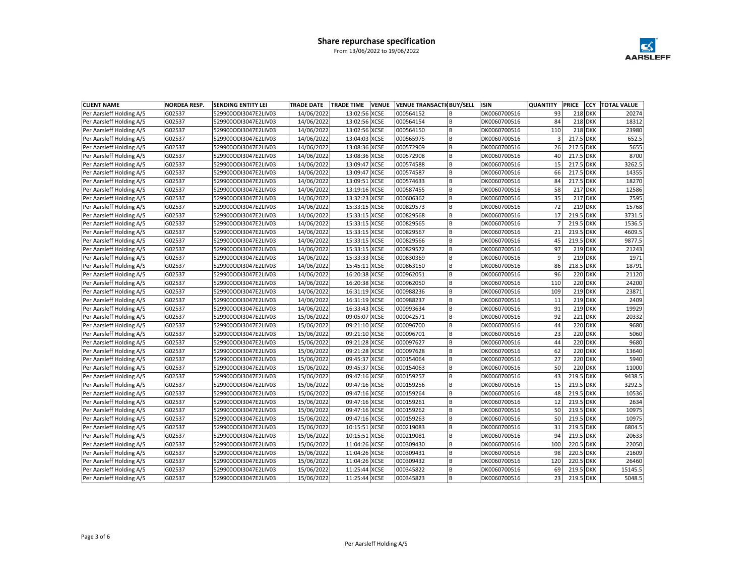# Share repurchase specification

From 13/06/2022 to 19/06/2022

AARSLEFF

| CLIENT NAME | NORDEA RESP. | SENDING ENTITY LEI | TRADE DATE | TRADE TIME | VENUE | VENUE TRANSACTI BUY/SELL | | ISIN | QUANTITY | PRICE | CCY | TOTAL VALUE |
|---|---|---|---|---|---|---|---|---|---|---|---|---|
| Per Aarsleff Holding A/S | G02537 | 529900ODI3047E2LIV03 | 14/06/2022 | 13:02:56 | XCSE | 000564152 | B | DK0060700516 | 93 | 218 | DKK | 20274 |
| Per Aarsleff Holding A/S | G02537 | 529900ODI3047E2LIV03 | 14/06/2022 | 13:02:56 | XCSE | 000564154 | B | DK0060700516 | 84 | 218 | DKK | 18312 |
| Per Aarsleff Holding A/S | G02537 | 529900ODI3047E2LIV03 | 14/06/2022 | 13:02:56 | XCSE | 000564150 | B | DK0060700516 | 110 | 218 | DKK | 23980 |
| Per Aarsleff Holding A/S | G02537 | 529900ODI3047E2LIV03 | 14/06/2022 | 13:04:03 | XCSE | 000565975 | B | DK0060700516 | 3 | 217.5 | DKK | 652.5 |
| Per Aarsleff Holding A/S | G02537 | 529900ODI3047E2LIV03 | 14/06/2022 | 13:08:36 | XCSE | 000572909 | B | DK0060700516 | 26 | 217.5 | DKK | 5655 |
| Per Aarsleff Holding A/S | G02537 | 529900ODI3047E2LIV03 | 14/06/2022 | 13:08:36 | XCSE | 000572908 | B | DK0060700516 | 40 | 217.5 | DKK | 8700 |
| Per Aarsleff Holding A/S | G02537 | 529900ODI3047E2LIV03 | 14/06/2022 | 13:09:47 | XCSE | 000574588 | B | DK0060700516 | 15 | 217.5 | DKK | 3262.5 |
| Per Aarsleff Holding A/S | G02537 | 529900ODI3047E2LIV03 | 14/06/2022 | 13:09:47 | XCSE | 000574587 | B | DK0060700516 | 66 | 217.5 | DKK | 14355 |
| Per Aarsleff Holding A/S | G02537 | 529900ODI3047E2LIV03 | 14/06/2022 | 13:09:51 | XCSE | 000574633 | B | DK0060700516 | 84 | 217.5 | DKK | 18270 |
| Per Aarsleff Holding A/S | G02537 | 529900ODI3047E2LIV03 | 14/06/2022 | 13:19:16 | XCSE | 000587455 | B | DK0060700516 | 58 | 217 | DKK | 12586 |
| Per Aarsleff Holding A/S | G02537 | 529900ODI3047E2LIV03 | 14/06/2022 | 13:32:23 | XCSE | 000606362 | B | DK0060700516 | 35 | 217 | DKK | 7595 |
| Per Aarsleff Holding A/S | G02537 | 529900ODI3047E2LIV03 | 14/06/2022 | 15:33:15 | XCSE | 000829573 | B | DK0060700516 | 72 | 219 | DKK | 15768 |
| Per Aarsleff Holding A/S | G02537 | 529900ODI3047E2LIV03 | 14/06/2022 | 15:33:15 | XCSE | 000829568 | B | DK0060700516 | 17 | 219.5 | DKK | 3731.5 |
| Per Aarsleff Holding A/S | G02537 | 529900ODI3047E2LIV03 | 14/06/2022 | 15:33:15 | XCSE | 000829565 | B | DK0060700516 | 7 | 219.5 | DKK | 1536.5 |
| Per Aarsleff Holding A/S | G02537 | 529900ODI3047E2LIV03 | 14/06/2022 | 15:33:15 | XCSE | 000829567 | B | DK0060700516 | 21 | 219.5 | DKK | 4609.5 |
| Per Aarsleff Holding A/S | G02537 | 529900ODI3047E2LIV03 | 14/06/2022 | 15:33:15 | XCSE | 000829566 | B | DK0060700516 | 45 | 219.5 | DKK | 9877.5 |
| Per Aarsleff Holding A/S | G02537 | 529900ODI3047E2LIV03 | 14/06/2022 | 15:33:15 | XCSE | 000829572 | B | DK0060700516 | 97 | 219 | DKK | 21243 |
| Per Aarsleff Holding A/S | G02537 | 529900ODI3047E2LIV03 | 14/06/2022 | 15:33:33 | XCSE | 000830369 | B | DK0060700516 | 9 | 219 | DKK | 1971 |
| Per Aarsleff Holding A/S | G02537 | 529900ODI3047E2LIV03 | 14/06/2022 | 15:45:11 | XCSE | 000863150 | B | DK0060700516 | 86 | 218.5 | DKK | 18791 |
| Per Aarsleff Holding A/S | G02537 | 529900ODI3047E2LIV03 | 14/06/2022 | 16:20:38 | XCSE | 000962051 | B | DK0060700516 | 96 | 220 | DKK | 21120 |
| Per Aarsleff Holding A/S | G02537 | 529900ODI3047E2LIV03 | 14/06/2022 | 16:20:38 | XCSE | 000962050 | B | DK0060700516 | 110 | 220 | DKK | 24200 |
| Per Aarsleff Holding A/S | G02537 | 529900ODI3047E2LIV03 | 14/06/2022 | 16:31:19 | XCSE | 000988236 | B | DK0060700516 | 109 | 219 | DKK | 23871 |
| Per Aarsleff Holding A/S | G02537 | 529900ODI3047E2LIV03 | 14/06/2022 | 16:31:19 | XCSE | 000988237 | B | DK0060700516 | 11 | 219 | DKK | 2409 |
| Per Aarsleff Holding A/S | G02537 | 529900ODI3047E2LIV03 | 14/06/2022 | 16:33:43 | XCSE | 000993634 | B | DK0060700516 | 91 | 219 | DKK | 19929 |
| Per Aarsleff Holding A/S | G02537 | 529900ODI3047E2LIV03 | 15/06/2022 | 09:05:07 | XCSE | 000042571 | B | DK0060700516 | 92 | 221 | DKK | 20332 |
| Per Aarsleff Holding A/S | G02537 | 529900ODI3047E2LIV03 | 15/06/2022 | 09:21:10 | XCSE | 000096700 | B | DK0060700516 | 44 | 220 | DKK | 9680 |
| Per Aarsleff Holding A/S | G02537 | 529900ODI3047E2LIV03 | 15/06/2022 | 09:21:10 | XCSE | 000096701 | B | DK0060700516 | 23 | 220 | DKK | 5060 |
| Per Aarsleff Holding A/S | G02537 | 529900ODI3047E2LIV03 | 15/06/2022 | 09:21:28 | XCSE | 000097627 | B | DK0060700516 | 44 | 220 | DKK | 9680 |
| Per Aarsleff Holding A/S | G02537 | 529900ODI3047E2LIV03 | 15/06/2022 | 09:21:28 | XCSE | 000097628 | B | DK0060700516 | 62 | 220 | DKK | 13640 |
| Per Aarsleff Holding A/S | G02537 | 529900ODI3047E2LIV03 | 15/06/2022 | 09:45:37 | XCSE | 000154064 | B | DK0060700516 | 27 | 220 | DKK | 5940 |
| Per Aarsleff Holding A/S | G02537 | 529900ODI3047E2LIV03 | 15/06/2022 | 09:45:37 | XCSE | 000154063 | B | DK0060700516 | 50 | 220 | DKK | 11000 |
| Per Aarsleff Holding A/S | G02537 | 529900ODI3047E2LIV03 | 15/06/2022 | 09:47:16 | XCSE | 000159257 | B | DK0060700516 | 43 | 219.5 | DKK | 9438.5 |
| Per Aarsleff Holding A/S | G02537 | 529900ODI3047E2LIV03 | 15/06/2022 | 09:47:16 | XCSE | 000159256 | B | DK0060700516 | 15 | 219.5 | DKK | 3292.5 |
| Per Aarsleff Holding A/S | G02537 | 529900ODI3047E2LIV03 | 15/06/2022 | 09:47:16 | XCSE | 000159264 | B | DK0060700516 | 48 | 219.5 | DKK | 10536 |
| Per Aarsleff Holding A/S | G02537 | 529900ODI3047E2LIV03 | 15/06/2022 | 09:47:16 | XCSE | 000159261 | B | DK0060700516 | 12 | 219.5 | DKK | 2634 |
| Per Aarsleff Holding A/S | G02537 | 529900ODI3047E2LIV03 | 15/06/2022 | 09:47:16 | XCSE | 000159262 | B | DK0060700516 | 50 | 219.5 | DKK | 10975 |
| Per Aarsleff Holding A/S | G02537 | 529900ODI3047E2LIV03 | 15/06/2022 | 09:47:16 | XCSE | 000159263 | B | DK0060700516 | 50 | 219.5 | DKK | 10975 |
| Per Aarsleff Holding A/S | G02537 | 529900ODI3047E2LIV03 | 15/06/2022 | 10:15:51 | XCSE | 000219083 | B | DK0060700516 | 31 | 219.5 | DKK | 6804.5 |
| Per Aarsleff Holding A/S | G02537 | 529900ODI3047E2LIV03 | 15/06/2022 | 10:15:51 | XCSE | 000219081 | B | DK0060700516 | 94 | 219.5 | DKK | 20633 |
| Per Aarsleff Holding A/S | G02537 | 529900ODI3047E2LIV03 | 15/06/2022 | 11:04:26 | XCSE | 000309430 | B | DK0060700516 | 100 | 220.5 | DKK | 22050 |
| Per Aarsleff Holding A/S | G02537 | 529900ODI3047E2LIV03 | 15/06/2022 | 11:04:26 | XCSE | 000309431 | B | DK0060700516 | 98 | 220.5 | DKK | 21609 |
| Per Aarsleff Holding A/S | G02537 | 529900ODI3047E2LIV03 | 15/06/2022 | 11:04:26 | XCSE | 000309432 | B | DK0060700516 | 120 | 220.5 | DKK | 26460 |
| Per Aarsleff Holding A/S | G02537 | 529900ODI3047E2LIV03 | 15/06/2022 | 11:25:44 | XCSE | 000345822 | B | DK0060700516 | 69 | 219.5 | DKK | 15145.5 |
| Per Aarsleff Holding A/S | G02537 | 529900ODI3047E2LIV03 | 15/06/2022 | 11:25:44 | XCSE | 000345823 | B | DK0060700516 | 23 | 219.5 | DKK | 5048.5 |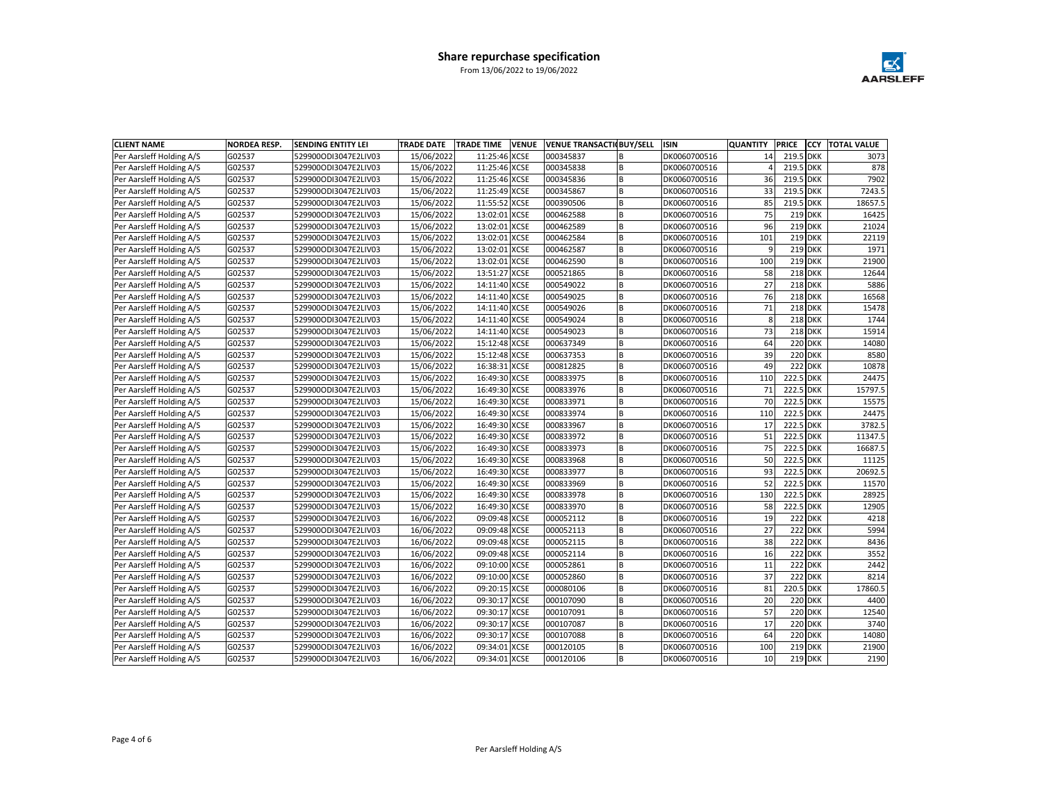# Share repurchase specification

From 13/06/2022 to 19/06/2022

| CLIENT NAME | NORDEA RESP. | SENDING ENTITY LEI | TRADE DATE | TRADE TIME | VENUE | VENUE TRANSACTI BUY/SELL | | ISIN | QUANTITY | PRICE | CCY | TOTAL VALUE |
|---|---|---|---|---|---|---|---|---|---|---|---|---|
| Per Aarsleff Holding A/S | G02537 | 529900ODI3047E2LIV03 | 15/06/2022 | 11:25:46 | XCSE | 000345837 | B | DK0060700516 | 14 | 219.5 | DKK | 3073 |
| Per Aarsleff Holding A/S | G02537 | 529900ODI3047E2LIV03 | 15/06/2022 | 11:25:46 | XCSE | 000345838 | B | DK0060700516 | 4 | 219.5 | DKK | 878 |
| Per Aarsleff Holding A/S | G02537 | 529900ODI3047E2LIV03 | 15/06/2022 | 11:25:46 | XCSE | 000345836 | B | DK0060700516 | 36 | 219.5 | DKK | 7902 |
| Per Aarsleff Holding A/S | G02537 | 529900ODI3047E2LIV03 | 15/06/2022 | 11:25:49 | XCSE | 000345867 | B | DK0060700516 | 33 | 219.5 | DKK | 7243.5 |
| Per Aarsleff Holding A/S | G02537 | 529900ODI3047E2LIV03 | 15/06/2022 | 11:55:52 | XCSE | 000390506 | B | DK0060700516 | 85 | 219.5 | DKK | 18657.5 |
| Per Aarsleff Holding A/S | G02537 | 529900ODI3047E2LIV03 | 15/06/2022 | 13:02:01 | XCSE | 000462588 | B | DK0060700516 | 75 | 219 | DKK | 16425 |
| Per Aarsleff Holding A/S | G02537 | 529900ODI3047E2LIV03 | 15/06/2022 | 13:02:01 | XCSE | 000462589 | B | DK0060700516 | 96 | 219 | DKK | 21024 |
| Per Aarsleff Holding A/S | G02537 | 529900ODI3047E2LIV03 | 15/06/2022 | 13:02:01 | XCSE | 000462584 | B | DK0060700516 | 101 | 219 | DKK | 22119 |
| Per Aarsleff Holding A/S | G02537 | 529900ODI3047E2LIV03 | 15/06/2022 | 13:02:01 | XCSE | 000462587 | B | DK0060700516 | 9 | 219 | DKK | 1971 |
| Per Aarsleff Holding A/S | G02537 | 529900ODI3047E2LIV03 | 15/06/2022 | 13:02:01 | XCSE | 000462590 | B | DK0060700516 | 100 | 219 | DKK | 21900 |
| Per Aarsleff Holding A/S | G02537 | 529900ODI3047E2LIV03 | 15/06/2022 | 13:51:27 | XCSE | 000521865 | B | DK0060700516 | 58 | 218 | DKK | 12644 |
| Per Aarsleff Holding A/S | G02537 | 529900ODI3047E2LIV03 | 15/06/2022 | 14:11:40 | XCSE | 000549022 | B | DK0060700516 | 27 | 218 | DKK | 5886 |
| Per Aarsleff Holding A/S | G02537 | 529900ODI3047E2LIV03 | 15/06/2022 | 14:11:40 | XCSE | 000549025 | B | DK0060700516 | 76 | 218 | DKK | 16568 |
| Per Aarsleff Holding A/S | G02537 | 529900ODI3047E2LIV03 | 15/06/2022 | 14:11:40 | XCSE | 000549026 | B | DK0060700516 | 71 | 218 | DKK | 15478 |
| Per Aarsleff Holding A/S | G02537 | 529900ODI3047E2LIV03 | 15/06/2022 | 14:11:40 | XCSE | 000549024 | B | DK0060700516 | 8 | 218 | DKK | 1744 |
| Per Aarsleff Holding A/S | G02537 | 529900ODI3047E2LIV03 | 15/06/2022 | 14:11:40 | XCSE | 000549023 | B | DK0060700516 | 73 | 218 | DKK | 15914 |
| Per Aarsleff Holding A/S | G02537 | 529900ODI3047E2LIV03 | 15/06/2022 | 15:12:48 | XCSE | 000637349 | B | DK0060700516 | 64 | 220 | DKK | 14080 |
| Per Aarsleff Holding A/S | G02537 | 529900ODI3047E2LIV03 | 15/06/2022 | 15:12:48 | XCSE | 000637353 | B | DK0060700516 | 39 | 220 | DKK | 8580 |
| Per Aarsleff Holding A/S | G02537 | 529900ODI3047E2LIV03 | 15/06/2022 | 16:38:31 | XCSE | 000812825 | B | DK0060700516 | 49 | 222 | DKK | 10878 |
| Per Aarsleff Holding A/S | G02537 | 529900ODI3047E2LIV03 | 15/06/2022 | 16:49:30 | XCSE | 000833975 | B | DK0060700516 | 110 | 222.5 | DKK | 24475 |
| Per Aarsleff Holding A/S | G02537 | 529900ODI3047E2LIV03 | 15/06/2022 | 16:49:30 | XCSE | 000833976 | B | DK0060700516 | 71 | 222.5 | DKK | 15797.5 |
| Per Aarsleff Holding A/S | G02537 | 529900ODI3047E2LIV03 | 15/06/2022 | 16:49:30 | XCSE | 000833971 | B | DK0060700516 | 70 | 222.5 | DKK | 15575 |
| Per Aarsleff Holding A/S | G02537 | 529900ODI3047E2LIV03 | 15/06/2022 | 16:49:30 | XCSE | 000833974 | B | DK0060700516 | 110 | 222.5 | DKK | 24475 |
| Per Aarsleff Holding A/S | G02537 | 529900ODI3047E2LIV03 | 15/06/2022 | 16:49:30 | XCSE | 000833967 | B | DK0060700516 | 17 | 222.5 | DKK | 3782.5 |
| Per Aarsleff Holding A/S | G02537 | 529900ODI3047E2LIV03 | 15/06/2022 | 16:49:30 | XCSE | 000833972 | B | DK0060700516 | 51 | 222.5 | DKK | 11347.5 |
| Per Aarsleff Holding A/S | G02537 | 529900ODI3047E2LIV03 | 15/06/2022 | 16:49:30 | XCSE | 000833973 | B | DK0060700516 | 75 | 222.5 | DKK | 16687.5 |
| Per Aarsleff Holding A/S | G02537 | 529900ODI3047E2LIV03 | 15/06/2022 | 16:49:30 | XCSE | 000833968 | B | DK0060700516 | 50 | 222.5 | DKK | 11125 |
| Per Aarsleff Holding A/S | G02537 | 529900ODI3047E2LIV03 | 15/06/2022 | 16:49:30 | XCSE | 000833977 | B | DK0060700516 | 93 | 222.5 | DKK | 20692.5 |
| Per Aarsleff Holding A/S | G02537 | 529900ODI3047E2LIV03 | 15/06/2022 | 16:49:30 | XCSE | 000833969 | B | DK0060700516 | 52 | 222.5 | DKK | 11570 |
| Per Aarsleff Holding A/S | G02537 | 529900ODI3047E2LIV03 | 15/06/2022 | 16:49:30 | XCSE | 000833978 | B | DK0060700516 | 130 | 222.5 | DKK | 28925 |
| Per Aarsleff Holding A/S | G02537 | 529900ODI3047E2LIV03 | 15/06/2022 | 16:49:30 | XCSE | 000833970 | B | DK0060700516 | 58 | 222.5 | DKK | 12905 |
| Per Aarsleff Holding A/S | G02537 | 529900ODI3047E2LIV03 | 16/06/2022 | 09:09:48 | XCSE | 000052112 | B | DK0060700516 | 19 | 222 | DKK | 4218 |
| Per Aarsleff Holding A/S | G02537 | 529900ODI3047E2LIV03 | 16/06/2022 | 09:09:48 | XCSE | 000052113 | B | DK0060700516 | 27 | 222 | DKK | 5994 |
| Per Aarsleff Holding A/S | G02537 | 529900ODI3047E2LIV03 | 16/06/2022 | 09:09:48 | XCSE | 000052115 | B | DK0060700516 | 38 | 222 | DKK | 8436 |
| Per Aarsleff Holding A/S | G02537 | 529900ODI3047E2LIV03 | 16/06/2022 | 09:09:48 | XCSE | 000052114 | B | DK0060700516 | 16 | 222 | DKK | 3552 |
| Per Aarsleff Holding A/S | G02537 | 529900ODI3047E2LIV03 | 16/06/2022 | 09:10:00 | XCSE | 000052861 | B | DK0060700516 | 11 | 222 | DKK | 2442 |
| Per Aarsleff Holding A/S | G02537 | 529900ODI3047E2LIV03 | 16/06/2022 | 09:10:00 | XCSE | 000052860 | B | DK0060700516 | 37 | 222 | DKK | 8214 |
| Per Aarsleff Holding A/S | G02537 | 529900ODI3047E2LIV03 | 16/06/2022 | 09:20:15 | XCSE | 000080106 | B | DK0060700516 | 81 | 220.5 | DKK | 17860.5 |
| Per Aarsleff Holding A/S | G02537 | 529900ODI3047E2LIV03 | 16/06/2022 | 09:30:17 | XCSE | 000107090 | B | DK0060700516 | 20 | 220 | DKK | 4400 |
| Per Aarsleff Holding A/S | G02537 | 529900ODI3047E2LIV03 | 16/06/2022 | 09:30:17 | XCSE | 000107091 | B | DK0060700516 | 57 | 220 | DKK | 12540 |
| Per Aarsleff Holding A/S | G02537 | 529900ODI3047E2LIV03 | 16/06/2022 | 09:30:17 | XCSE | 000107087 | B | DK0060700516 | 17 | 220 | DKK | 3740 |
| Per Aarsleff Holding A/S | G02537 | 529900ODI3047E2LIV03 | 16/06/2022 | 09:30:17 | XCSE | 000107088 | B | DK0060700516 | 64 | 220 | DKK | 14080 |
| Per Aarsleff Holding A/S | G02537 | 529900ODI3047E2LIV03 | 16/06/2022 | 09:34:01 | XCSE | 000120105 | B | DK0060700516 | 100 | 219 | DKK | 21900 |
| Per Aarsleff Holding A/S | G02537 | 529900ODI3047E2LIV03 | 16/06/2022 | 09:34:01 | XCSE | 000120106 | B | DK0060700516 | 10 | 219 | DKK | 2190 |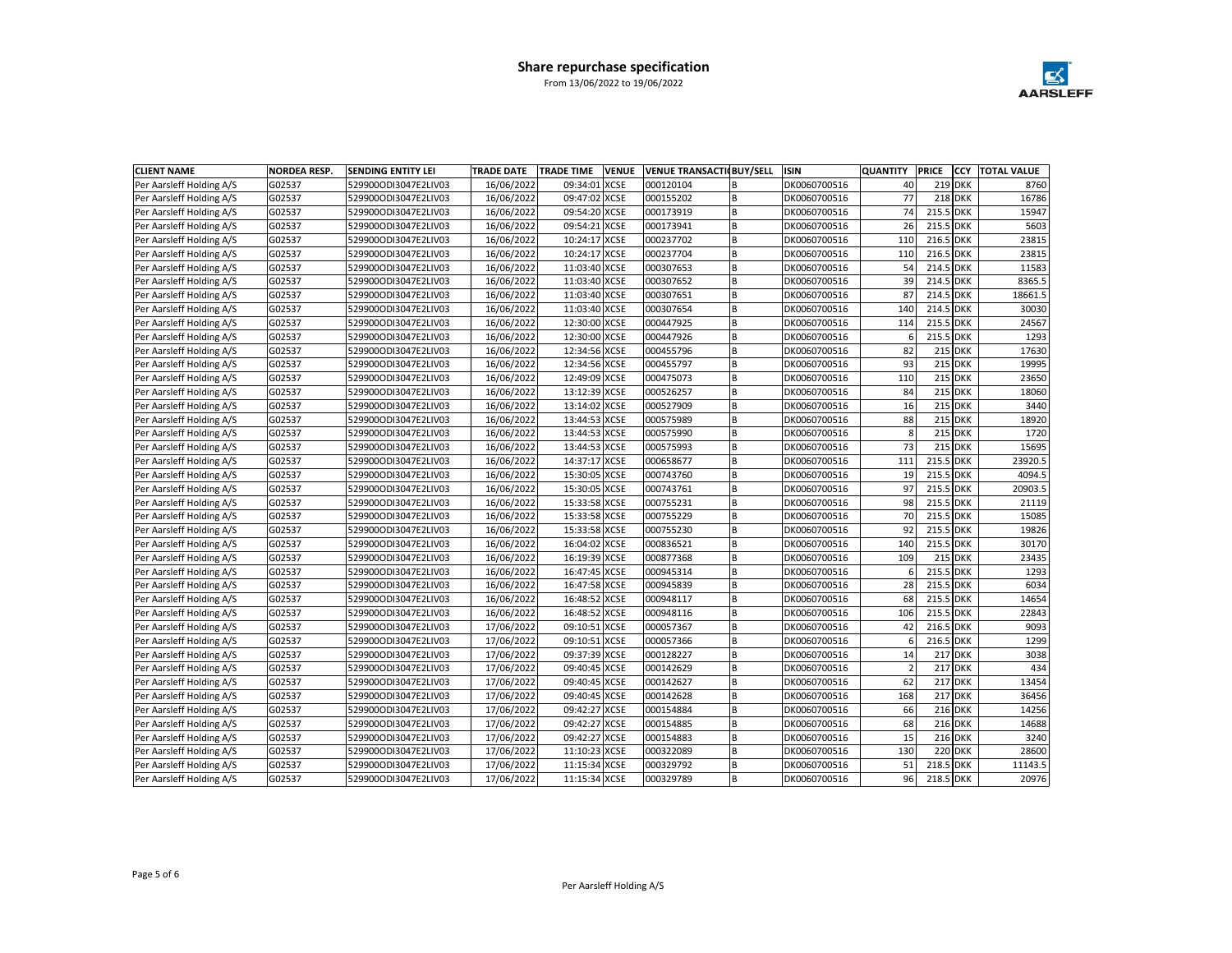# Share repurchase specification

From 13/06/2022 to 19/06/2022

| CLIENT NAME | NORDEA RESP. | SENDING ENTITY LEI | TRADE DATE | TRADE TIME | VENUE | VENUE TRANSACTI | BUY/SELL | ISIN | QUANTITY | PRICE | CCY | TOTAL VALUE |
|---|---|---|---|---|---|---|---|---|---|---|---|---|
| Per Aarsleff Holding A/S | G02537 | 529900ODI3047E2LIV03 | 16/06/2022 | 09:34:01 | XCSE | 000120104 | B | DK0060700516 | 40 | 219 | DKK | 8760 |
| Per Aarsleff Holding A/S | G02537 | 529900ODI3047E2LIV03 | 16/06/2022 | 09:47:02 | XCSE | 000155202 | B | DK0060700516 | 77 | 218 | DKK | 16786 |
| Per Aarsleff Holding A/S | G02537 | 529900ODI3047E2LIV03 | 16/06/2022 | 09:54:20 | XCSE | 000173919 | B | DK0060700516 | 74 | 215.5 | DKK | 15947 |
| Per Aarsleff Holding A/S | G02537 | 529900ODI3047E2LIV03 | 16/06/2022 | 09:54:21 | XCSE | 000173941 | B | DK0060700516 | 26 | 215.5 | DKK | 5603 |
| Per Aarsleff Holding A/S | G02537 | 529900ODI3047E2LIV03 | 16/06/2022 | 10:24:17 | XCSE | 000237702 | B | DK0060700516 | 110 | 216.5 | DKK | 23815 |
| Per Aarsleff Holding A/S | G02537 | 529900ODI3047E2LIV03 | 16/06/2022 | 10:24:17 | XCSE | 000237704 | B | DK0060700516 | 110 | 216.5 | DKK | 23815 |
| Per Aarsleff Holding A/S | G02537 | 529900ODI3047E2LIV03 | 16/06/2022 | 11:03:40 | XCSE | 000307653 | B | DK0060700516 | 54 | 214.5 | DKK | 11583 |
| Per Aarsleff Holding A/S | G02537 | 529900ODI3047E2LIV03 | 16/06/2022 | 11:03:40 | XCSE | 000307652 | B | DK0060700516 | 39 | 214.5 | DKK | 8365.5 |
| Per Aarsleff Holding A/S | G02537 | 529900ODI3047E2LIV03 | 16/06/2022 | 11:03:40 | XCSE | 000307651 | B | DK0060700516 | 87 | 214.5 | DKK | 18661.5 |
| Per Aarsleff Holding A/S | G02537 | 529900ODI3047E2LIV03 | 16/06/2022 | 11:03:40 | XCSE | 000307654 | B | DK0060700516 | 140 | 214.5 | DKK | 30030 |
| Per Aarsleff Holding A/S | G02537 | 529900ODI3047E2LIV03 | 16/06/2022 | 12:30:00 | XCSE | 000447925 | B | DK0060700516 | 114 | 215.5 | DKK | 24567 |
| Per Aarsleff Holding A/S | G02537 | 529900ODI3047E2LIV03 | 16/06/2022 | 12:30:00 | XCSE | 000447926 | B | DK0060700516 | 6 | 215.5 | DKK | 1293 |
| Per Aarsleff Holding A/S | G02537 | 529900ODI3047E2LIV03 | 16/06/2022 | 12:34:56 | XCSE | 000455796 | B | DK0060700516 | 82 | 215 | DKK | 17630 |
| Per Aarsleff Holding A/S | G02537 | 529900ODI3047E2LIV03 | 16/06/2022 | 12:34:56 | XCSE | 000455797 | B | DK0060700516 | 93 | 215 | DKK | 19995 |
| Per Aarsleff Holding A/S | G02537 | 529900ODI3047E2LIV03 | 16/06/2022 | 12:49:09 | XCSE | 000475073 | B | DK0060700516 | 110 | 215 | DKK | 23650 |
| Per Aarsleff Holding A/S | G02537 | 529900ODI3047E2LIV03 | 16/06/2022 | 13:12:39 | XCSE | 000526257 | B | DK0060700516 | 84 | 215 | DKK | 18060 |
| Per Aarsleff Holding A/S | G02537 | 529900ODI3047E2LIV03 | 16/06/2022 | 13:14:02 | XCSE | 000527909 | B | DK0060700516 | 16 | 215 | DKK | 3440 |
| Per Aarsleff Holding A/S | G02537 | 529900ODI3047E2LIV03 | 16/06/2022 | 13:44:53 | XCSE | 000575989 | B | DK0060700516 | 88 | 215 | DKK | 18920 |
| Per Aarsleff Holding A/S | G02537 | 529900ODI3047E2LIV03 | 16/06/2022 | 13:44:53 | XCSE | 000575990 | B | DK0060700516 | 8 | 215 | DKK | 1720 |
| Per Aarsleff Holding A/S | G02537 | 529900ODI3047E2LIV03 | 16/06/2022 | 13:44:53 | XCSE | 000575993 | B | DK0060700516 | 73 | 215 | DKK | 15695 |
| Per Aarsleff Holding A/S | G02537 | 529900ODI3047E2LIV03 | 16/06/2022 | 14:37:17 | XCSE | 000658677 | B | DK0060700516 | 111 | 215.5 | DKK | 23920.5 |
| Per Aarsleff Holding A/S | G02537 | 529900ODI3047E2LIV03 | 16/06/2022 | 15:30:05 | XCSE | 000743760 | B | DK0060700516 | 19 | 215.5 | DKK | 4094.5 |
| Per Aarsleff Holding A/S | G02537 | 529900ODI3047E2LIV03 | 16/06/2022 | 15:30:05 | XCSE | 000743761 | B | DK0060700516 | 97 | 215.5 | DKK | 20903.5 |
| Per Aarsleff Holding A/S | G02537 | 529900ODI3047E2LIV03 | 16/06/2022 | 15:33:58 | XCSE | 000755231 | B | DK0060700516 | 98 | 215.5 | DKK | 21119 |
| Per Aarsleff Holding A/S | G02537 | 529900ODI3047E2LIV03 | 16/06/2022 | 15:33:58 | XCSE | 000755229 | B | DK0060700516 | 70 | 215.5 | DKK | 15085 |
| Per Aarsleff Holding A/S | G02537 | 529900ODI3047E2LIV03 | 16/06/2022 | 15:33:58 | XCSE | 000755230 | B | DK0060700516 | 92 | 215.5 | DKK | 19826 |
| Per Aarsleff Holding A/S | G02537 | 529900ODI3047E2LIV03 | 16/06/2022 | 16:04:02 | XCSE | 000836521 | B | DK0060700516 | 140 | 215.5 | DKK | 30170 |
| Per Aarsleff Holding A/S | G02537 | 529900ODI3047E2LIV03 | 16/06/2022 | 16:19:39 | XCSE | 000877368 | B | DK0060700516 | 109 | 215 | DKK | 23435 |
| Per Aarsleff Holding A/S | G02537 | 529900ODI3047E2LIV03 | 16/06/2022 | 16:47:45 | XCSE | 000945314 | B | DK0060700516 | 6 | 215.5 | DKK | 1293 |
| Per Aarsleff Holding A/S | G02537 | 529900ODI3047E2LIV03 | 16/06/2022 | 16:47:58 | XCSE | 000945839 | B | DK0060700516 | 28 | 215.5 | DKK | 6034 |
| Per Aarsleff Holding A/S | G02537 | 529900ODI3047E2LIV03 | 16/06/2022 | 16:48:52 | XCSE | 000948117 | B | DK0060700516 | 68 | 215.5 | DKK | 14654 |
| Per Aarsleff Holding A/S | G02537 | 529900ODI3047E2LIV03 | 16/06/2022 | 16:48:52 | XCSE | 000948116 | B | DK0060700516 | 106 | 215.5 | DKK | 22843 |
| Per Aarsleff Holding A/S | G02537 | 529900ODI3047E2LIV03 | 17/06/2022 | 09:10:51 | XCSE | 000057367 | B | DK0060700516 | 42 | 216.5 | DKK | 9093 |
| Per Aarsleff Holding A/S | G02537 | 529900ODI3047E2LIV03 | 17/06/2022 | 09:10:51 | XCSE | 000057366 | B | DK0060700516 | 6 | 216.5 | DKK | 1299 |
| Per Aarsleff Holding A/S | G02537 | 529900ODI3047E2LIV03 | 17/06/2022 | 09:37:39 | XCSE | 000128227 | B | DK0060700516 | 14 | 217 | DKK | 3038 |
| Per Aarsleff Holding A/S | G02537 | 529900ODI3047E2LIV03 | 17/06/2022 | 09:40:45 | XCSE | 000142629 | B | DK0060700516 | 2 | 217 | DKK | 434 |
| Per Aarsleff Holding A/S | G02537 | 529900ODI3047E2LIV03 | 17/06/2022 | 09:40:45 | XCSE | 000142627 | B | DK0060700516 | 62 | 217 | DKK | 13454 |
| Per Aarsleff Holding A/S | G02537 | 529900ODI3047E2LIV03 | 17/06/2022 | 09:40:45 | XCSE | 000142628 | B | DK0060700516 | 168 | 217 | DKK | 36456 |
| Per Aarsleff Holding A/S | G02537 | 529900ODI3047E2LIV03 | 17/06/2022 | 09:42:27 | XCSE | 000154884 | B | DK0060700516 | 66 | 216 | DKK | 14256 |
| Per Aarsleff Holding A/S | G02537 | 529900ODI3047E2LIV03 | 17/06/2022 | 09:42:27 | XCSE | 000154885 | B | DK0060700516 | 68 | 216 | DKK | 14688 |
| Per Aarsleff Holding A/S | G02537 | 529900ODI3047E2LIV03 | 17/06/2022 | 09:42:27 | XCSE | 000154883 | B | DK0060700516 | 15 | 216 | DKK | 3240 |
| Per Aarsleff Holding A/S | G02537 | 529900ODI3047E2LIV03 | 17/06/2022 | 11:10:23 | XCSE | 000322089 | B | DK0060700516 | 130 | 220 | DKK | 28600 |
| Per Aarsleff Holding A/S | G02537 | 529900ODI3047E2LIV03 | 17/06/2022 | 11:15:34 | XCSE | 000329792 | B | DK0060700516 | 51 | 218.5 | DKK | 11143.5 |
| Per Aarsleff Holding A/S | G02537 | 529900ODI3047E2LIV03 | 17/06/2022 | 11:15:34 | XCSE | 000329789 | B | DK0060700516 | 96 | 218.5 | DKK | 20976 |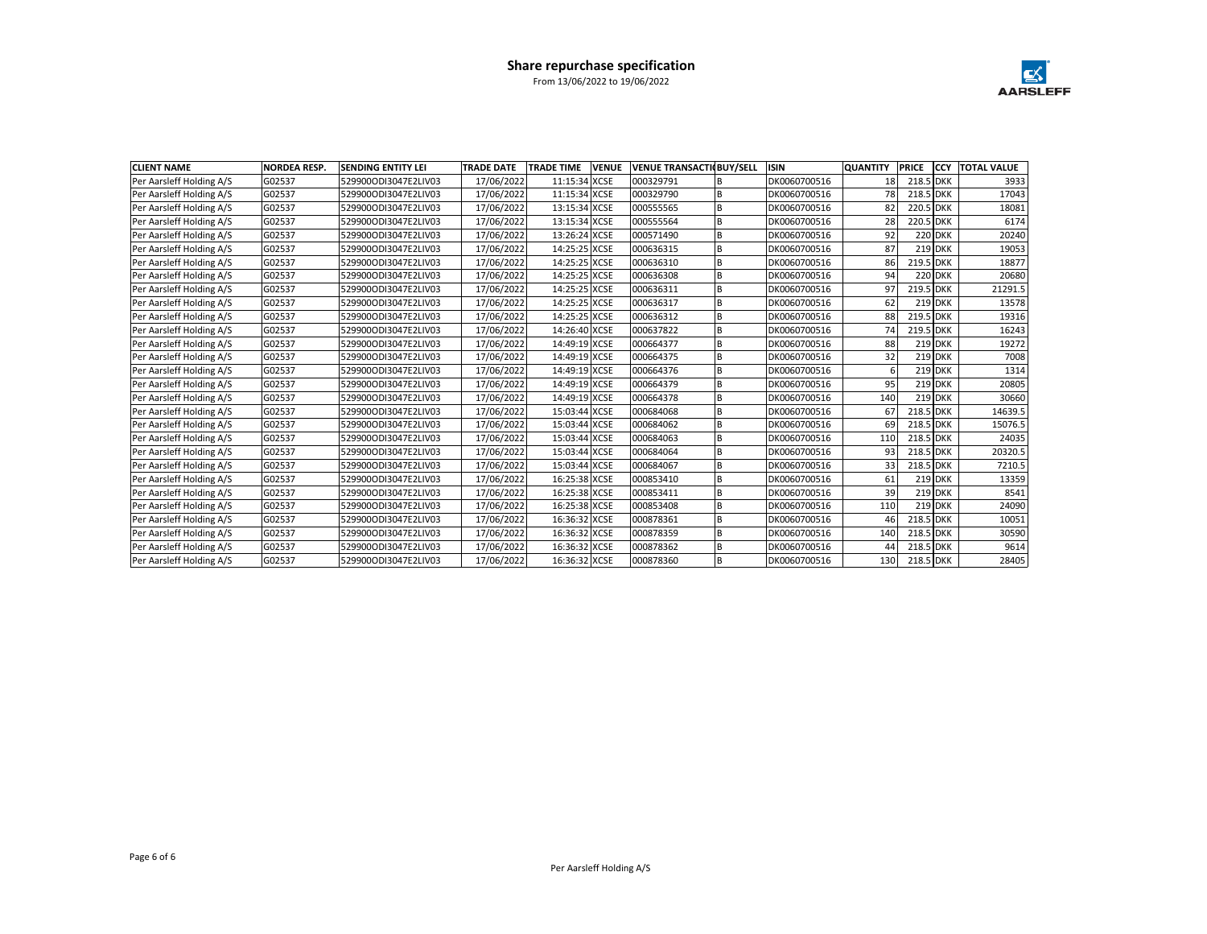## Share repurchase specification

From 13/06/2022 to 19/06/2022

| CLIENT NAME | NORDEA RESP. | SENDING ENTITY LEI | TRADE DATE | TRADE TIME | VENUE | VENUE TRANSACTI | BUY/SELL | ISIN | QUANTITY | PRICE | CCY | TOTAL VALUE |
|---|---|---|---|---|---|---|---|---|---|---|---|---|
| Per Aarsleff Holding A/S | G02537 | 529900ODI3047E2LIV03 | 17/06/2022 | 11:15:34 | XCSE | 000329791 | B | DK0060700516 | 18 | 218.5 | DKK | 3933 |
| Per Aarsleff Holding A/S | G02537 | 529900ODI3047E2LIV03 | 17/06/2022 | 11:15:34 | XCSE | 000329790 | B | DK0060700516 | 78 | 218.5 | DKK | 17043 |
| Per Aarsleff Holding A/S | G02537 | 529900ODI3047E2LIV03 | 17/06/2022 | 13:15:34 | XCSE | 000555565 | B | DK0060700516 | 82 | 220.5 | DKK | 18081 |
| Per Aarsleff Holding A/S | G02537 | 529900ODI3047E2LIV03 | 17/06/2022 | 13:15:34 | XCSE | 000555564 | B | DK0060700516 | 28 | 220.5 | DKK | 6174 |
| Per Aarsleff Holding A/S | G02537 | 529900ODI3047E2LIV03 | 17/06/2022 | 13:26:24 | XCSE | 000571490 | B | DK0060700516 | 92 | 220 | DKK | 20240 |
| Per Aarsleff Holding A/S | G02537 | 529900ODI3047E2LIV03 | 17/06/2022 | 14:25:25 | XCSE | 000636315 | B | DK0060700516 | 87 | 219 | DKK | 19053 |
| Per Aarsleff Holding A/S | G02537 | 529900ODI3047E2LIV03 | 17/06/2022 | 14:25:25 | XCSE | 000636310 | B | DK0060700516 | 86 | 219.5 | DKK | 18877 |
| Per Aarsleff Holding A/S | G02537 | 529900ODI3047E2LIV03 | 17/06/2022 | 14:25:25 | XCSE | 000636308 | B | DK0060700516 | 94 | 220 | DKK | 20680 |
| Per Aarsleff Holding A/S | G02537 | 529900ODI3047E2LIV03 | 17/06/2022 | 14:25:25 | XCSE | 000636311 | B | DK0060700516 | 97 | 219.5 | DKK | 21291.5 |
| Per Aarsleff Holding A/S | G02537 | 529900ODI3047E2LIV03 | 17/06/2022 | 14:25:25 | XCSE | 000636317 | B | DK0060700516 | 62 | 219 | DKK | 13578 |
| Per Aarsleff Holding A/S | G02537 | 529900ODI3047E2LIV03 | 17/06/2022 | 14:25:25 | XCSE | 000636312 | B | DK0060700516 | 88 | 219.5 | DKK | 19316 |
| Per Aarsleff Holding A/S | G02537 | 529900ODI3047E2LIV03 | 17/06/2022 | 14:26:40 | XCSE | 000637822 | B | DK0060700516 | 74 | 219.5 | DKK | 16243 |
| Per Aarsleff Holding A/S | G02537 | 529900ODI3047E2LIV03 | 17/06/2022 | 14:49:19 | XCSE | 000664377 | B | DK0060700516 | 88 | 219 | DKK | 19272 |
| Per Aarsleff Holding A/S | G02537 | 529900ODI3047E2LIV03 | 17/06/2022 | 14:49:19 | XCSE | 000664375 | B | DK0060700516 | 32 | 219 | DKK | 7008 |
| Per Aarsleff Holding A/S | G02537 | 529900ODI3047E2LIV03 | 17/06/2022 | 14:49:19 | XCSE | 000664376 | B | DK0060700516 | 6 | 219 | DKK | 1314 |
| Per Aarsleff Holding A/S | G02537 | 529900ODI3047E2LIV03 | 17/06/2022 | 14:49:19 | XCSE | 000664379 | B | DK0060700516 | 95 | 219 | DKK | 20805 |
| Per Aarsleff Holding A/S | G02537 | 529900ODI3047E2LIV03 | 17/06/2022 | 14:49:19 | XCSE | 000664378 | B | DK0060700516 | 140 | 219 | DKK | 30660 |
| Per Aarsleff Holding A/S | G02537 | 529900ODI3047E2LIV03 | 17/06/2022 | 15:03:44 | XCSE | 000684068 | B | DK0060700516 | 67 | 218.5 | DKK | 14639.5 |
| Per Aarsleff Holding A/S | G02537 | 529900ODI3047E2LIV03 | 17/06/2022 | 15:03:44 | XCSE | 000684062 | B | DK0060700516 | 69 | 218.5 | DKK | 15076.5 |
| Per Aarsleff Holding A/S | G02537 | 529900ODI3047E2LIV03 | 17/06/2022 | 15:03:44 | XCSE | 000684063 | B | DK0060700516 | 110 | 218.5 | DKK | 24035 |
| Per Aarsleff Holding A/S | G02537 | 529900ODI3047E2LIV03 | 17/06/2022 | 15:03:44 | XCSE | 000684064 | B | DK0060700516 | 93 | 218.5 | DKK | 20320.5 |
| Per Aarsleff Holding A/S | G02537 | 529900ODI3047E2LIV03 | 17/06/2022 | 15:03:44 | XCSE | 000684067 | B | DK0060700516 | 33 | 218.5 | DKK | 7210.5 |
| Per Aarsleff Holding A/S | G02537 | 529900ODI3047E2LIV03 | 17/06/2022 | 16:25:38 | XCSE | 000853410 | B | DK0060700516 | 61 | 219 | DKK | 13359 |
| Per Aarsleff Holding A/S | G02537 | 529900ODI3047E2LIV03 | 17/06/2022 | 16:25:38 | XCSE | 000853411 | B | DK0060700516 | 39 | 219 | DKK | 8541 |
| Per Aarsleff Holding A/S | G02537 | 529900ODI3047E2LIV03 | 17/06/2022 | 16:25:38 | XCSE | 000853408 | B | DK0060700516 | 110 | 219 | DKK | 24090 |
| Per Aarsleff Holding A/S | G02537 | 529900ODI3047E2LIV03 | 17/06/2022 | 16:36:32 | XCSE | 000878361 | B | DK0060700516 | 46 | 218.5 | DKK | 10051 |
| Per Aarsleff Holding A/S | G02537 | 529900ODI3047E2LIV03 | 17/06/2022 | 16:36:32 | XCSE | 000878359 | B | DK0060700516 | 140 | 218.5 | DKK | 30590 |
| Per Aarsleff Holding A/S | G02537 | 529900ODI3047E2LIV03 | 17/06/2022 | 16:36:32 | XCSE | 000878362 | B | DK0060700516 | 44 | 218.5 | DKK | 9614 |
| Per Aarsleff Holding A/S | G02537 | 529900ODI3047E2LIV03 | 17/06/2022 | 16:36:32 | XCSE | 000878360 | B | DK0060700516 | 130 | 218.5 | DKK | 28405 |